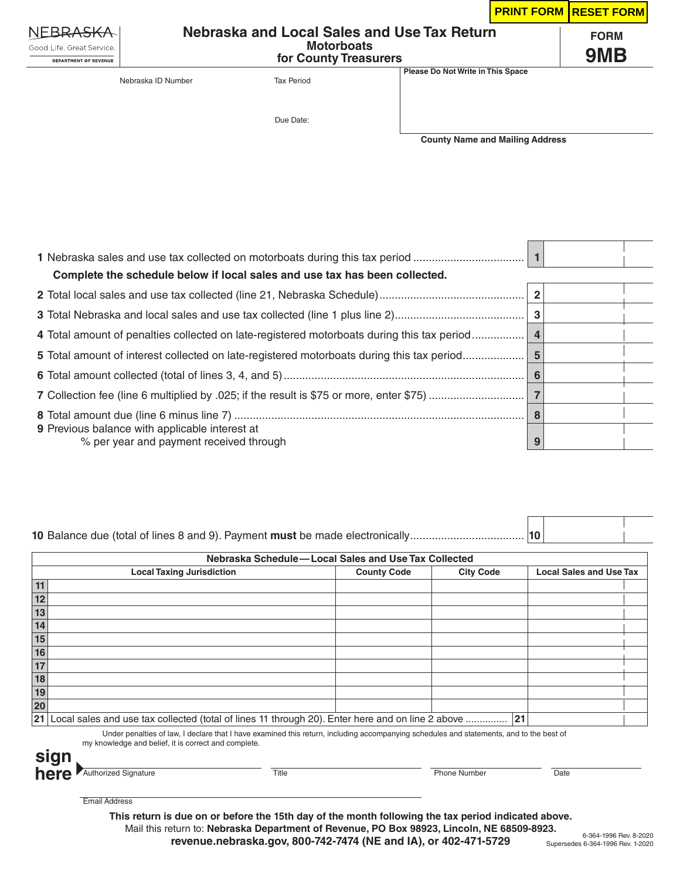PRINT FORM | RESET FORM

NEBRASKA
Good Life. Great Service.
DEPARTMENT OF REVENUE

# Nebraska and Local Sales and Use Tax Return
## Motorboats
## for County Treasurers

**FORM 9MB**

Nebraska ID Number

Tax Period

Due Date:

**Please Do Not Write in This Space**

**County Name and Mailing Address**

| | | |
|---|---|---|
| **1** Nebraska sales and use tax collected on motorboats during this tax period | 1 | |
| **Complete the schedule below if local sales and use tax has been collected.** | | |
| **2** Total local sales and use tax collected (line 21, Nebraska Schedule) | 2 | |
| **3** Total Nebraska and local sales and use tax collected (line 1 plus line 2) | 3 | |
| **4** Total amount of penalties collected on late-registered motorboats during this tax period | 4 | |
| **5** Total amount of interest collected on late-registered motorboats during this tax period | 5 | |
| **6** Total amount collected (total of lines 3, 4, and 5) | 6 | |
| **7** Collection fee (line 6 multiplied by .025; if the result is $75 or more, enter $75) | 7 | |
| **8** Total amount due (line 6 minus line 7) | 8 | |
| **9** Previous balance with applicable interest at % per year and payment received through | 9 | |
| **10** Balance due (total of lines 8 and 9). Payment **must** be made electronically | 10 | |

**Nebraska Schedule — Local Sales and Use Tax Collected**

| | Local Taxing Jurisdiction | County Code | City Code | Local Sales and Use Tax |
|---|---|---|---|---|
| 11 | | | | |
| 12 | | | | |
| 13 | | | | |
| 14 | | | | |
| 15 | | | | |
| 16 | | | | |
| 17 | | | | |
| 18 | | | | |
| 19 | | | | |
| 20 | | | | |
| 21 | Local sales and use tax collected (total of lines 11 through 20). Enter here and on line 2 above | | 21 | |

Under penalties of law, I declare that I have examined this return, including accompanying schedules and statements, and to the best of my knowledge and belief, it is correct and complete.

**sign here**

Authorized Signature | Title | Phone Number | Date

Email Address

**This return is due on or before the 15th day of the month following the tax period indicated above.**

Mail this return to: **Nebraska Department of Revenue, PO Box 98923, Lincoln, NE 68509-8923.**

**revenue.nebraska.gov, 800-742-7474 (NE and IA), or 402-471-5729**

6-364-1996 Rev. 8-2020
Supersedes 6-364-1996 Rev. 1-2020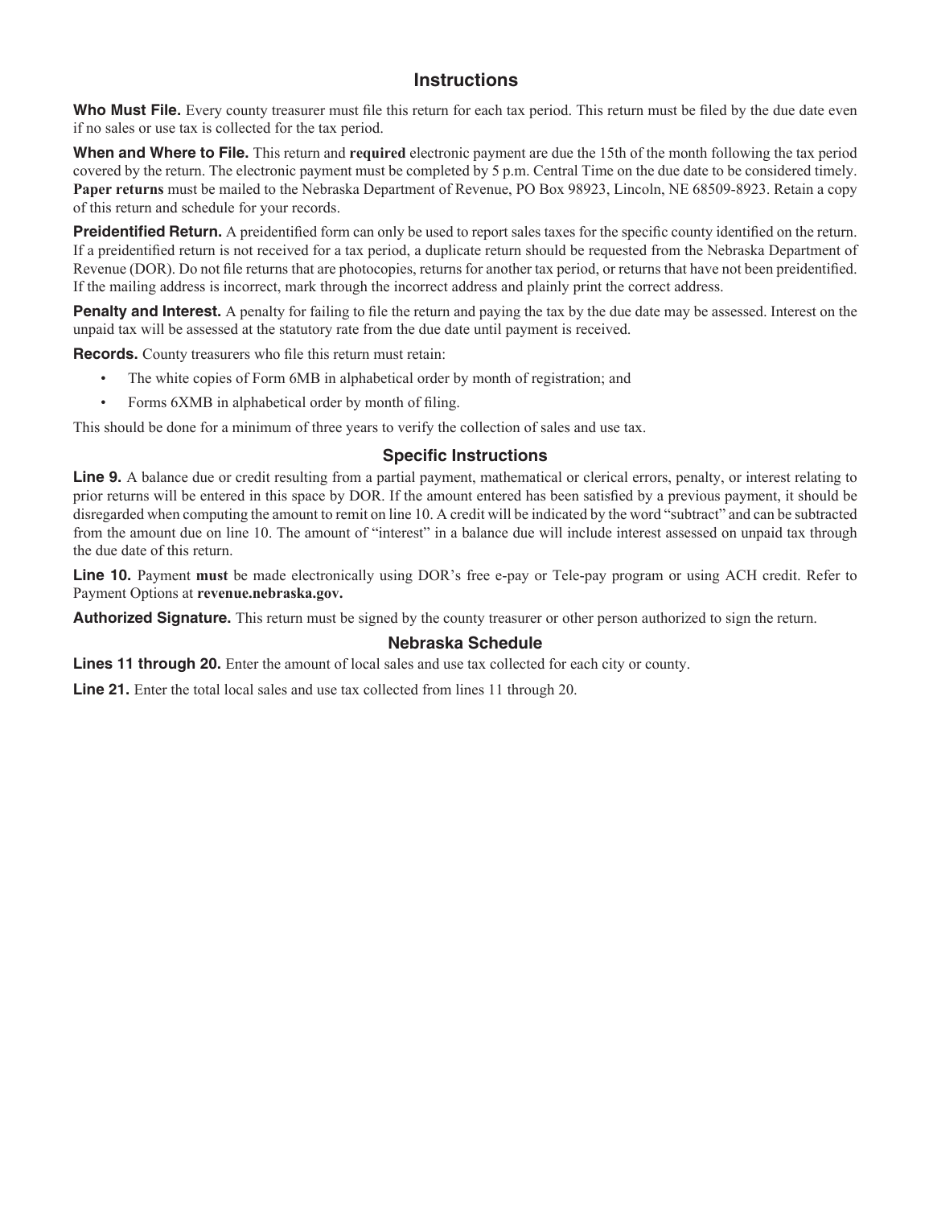# Instructions

**Who Must File.** Every county treasurer must file this return for each tax period. This return must be filed by the due date even if no sales or use tax is collected for the tax period.

**When and Where to File.** This return and **required** electronic payment are due the 15th of the month following the tax period covered by the return. The electronic payment must be completed by 5 p.m. Central Time on the due date to be considered timely. **Paper returns** must be mailed to the Nebraska Department of Revenue, PO Box 98923, Lincoln, NE 68509-8923. Retain a copy of this return and schedule for your records.

**Preidentified Return.** A preidentified form can only be used to report sales taxes for the specific county identified on the return. If a preidentified return is not received for a tax period, a duplicate return should be requested from the Nebraska Department of Revenue (DOR). Do not file returns that are photocopies, returns for another tax period, or returns that have not been preidentified. If the mailing address is incorrect, mark through the incorrect address and plainly print the correct address.

**Penalty and Interest.** A penalty for failing to file the return and paying the tax by the due date may be assessed. Interest on the unpaid tax will be assessed at the statutory rate from the due date until payment is received.

**Records.** County treasurers who file this return must retain:

- The white copies of Form 6MB in alphabetical order by month of registration; and
- Forms 6XMB in alphabetical order by month of filing.

This should be done for a minimum of three years to verify the collection of sales and use tax.

## Specific Instructions

**Line 9.** A balance due or credit resulting from a partial payment, mathematical or clerical errors, penalty, or interest relating to prior returns will be entered in this space by DOR. If the amount entered has been satisfied by a previous payment, it should be disregarded when computing the amount to remit on line 10. A credit will be indicated by the word "subtract" and can be subtracted from the amount due on line 10. The amount of "interest" in a balance due will include interest assessed on unpaid tax through the due date of this return.

**Line 10.** Payment **must** be made electronically using DOR's free e-pay or Tele-pay program or using ACH credit. Refer to Payment Options at **revenue.nebraska.gov.**

**Authorized Signature.** This return must be signed by the county treasurer or other person authorized to sign the return.

## Nebraska Schedule

**Lines 11 through 20.** Enter the amount of local sales and use tax collected for each city or county.

**Line 21.** Enter the total local sales and use tax collected from lines 11 through 20.